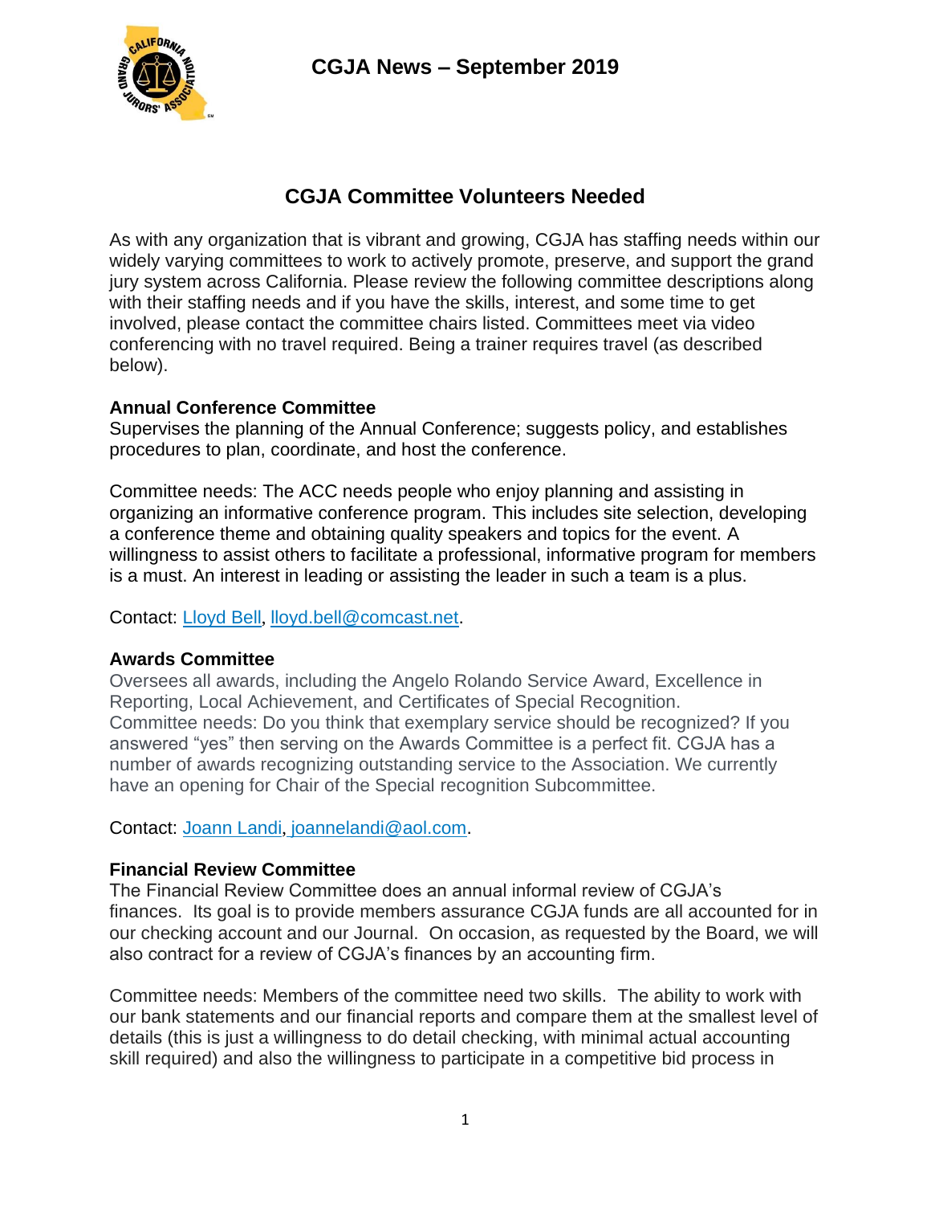# CGJA News – September 2019

## CGJA Committee Volunteers Needed

As with any organization that is vibrant and growing, CGJA has staffing needs within our widely varying committees to work to actively promote, preserve, and support the grand jury system across California. Please review the following committee descriptions along with their staffing needs and if you have the skills, interest, and some time to get involved, please contact the committee chairs listed. Committees meet via video conferencing with no travel required. Being a trainer requires travel (as described below).

**Annual Conference Committee**
Supervises the planning of the Annual Conference; suggests policy, and establishes procedures to plan, coordinate, and host the conference.

Committee needs: The ACC needs people who enjoy planning and assisting in organizing an informative conference program. This includes site selection, developing a conference theme and obtaining quality speakers and topics for the event. A willingness to assist others to facilitate a professional, informative program for members is a must. An interest in leading or assisting the leader in such a team is a plus.

Contact: Lloyd Bell, lloyd.bell@comcast.net.

**Awards Committee**
Oversees all awards, including the Angelo Rolando Service Award, Excellence in Reporting, Local Achievement, and Certificates of Special Recognition.
Committee needs: Do you think that exemplary service should be recognized? If you answered "yes" then serving on the Awards Committee is a perfect fit. CGJA has a number of awards recognizing outstanding service to the Association. We currently have an opening for Chair of the Special recognition Subcommittee.

Contact: Joann Landi, joannelandi@aol.com.

**Financial Review Committee**
The Financial Review Committee does an annual informal review of CGJA's finances. Its goal is to provide members assurance CGJA funds are all accounted for in our checking account and our Journal. On occasion, as requested by the Board, we will also contract for a review of CGJA's finances by an accounting firm.

Committee needs: Members of the committee need two skills. The ability to work with our bank statements and our financial reports and compare them at the smallest level of details (this is just a willingness to do detail checking, with minimal actual accounting skill required) and also the willingness to participate in a competitive bid process in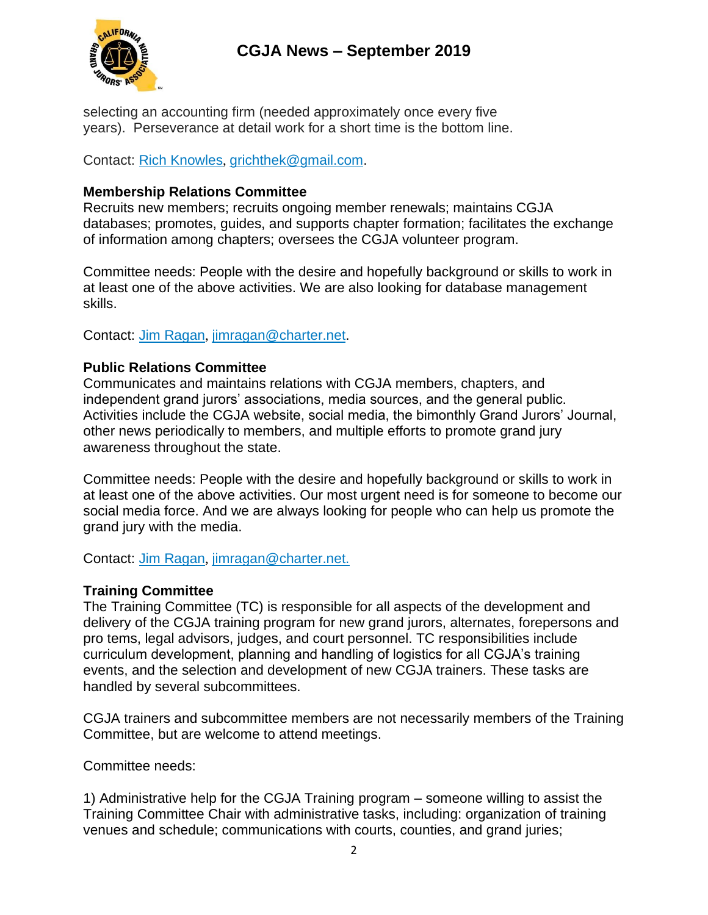selecting an accounting firm (needed approximately once every five years). Perseverance at detail work for a short time is the bottom line.

Contact: Rich Knowles, grichthek@gmail.com.

**Membership Relations Committee**
Recruits new members; recruits ongoing member renewals; maintains CGJA databases; promotes, guides, and supports chapter formation; facilitates the exchange of information among chapters; oversees the CGJA volunteer program.

Committee needs: People with the desire and hopefully background or skills to work in at least one of the above activities. We are also looking for database management skills.

Contact: Jim Ragan, jimragan@charter.net.

**Public Relations Committee**
Communicates and maintains relations with CGJA members, chapters, and independent grand jurors' associations, media sources, and the general public. Activities include the CGJA website, social media, the bimonthly Grand Jurors' Journal, other news periodically to members, and multiple efforts to promote grand jury awareness throughout the state.

Committee needs: People with the desire and hopefully background or skills to work in at least one of the above activities. Our most urgent need is for someone to become our social media force. And we are always looking for people who can help us promote the grand jury with the media.

Contact: Jim Ragan, jimragan@charter.net.

**Training Committee**
The Training Committee (TC) is responsible for all aspects of the development and delivery of the CGJA training program for new grand jurors, alternates, forepersons and pro tems, legal advisors, judges, and court personnel. TC responsibilities include curriculum development, planning and handling of logistics for all CGJA's training events, and the selection and development of new CGJA trainers. These tasks are handled by several subcommittees.

CGJA trainers and subcommittee members are not necessarily members of the Training Committee, but are welcome to attend meetings.

Committee needs:

1) Administrative help for the CGJA Training program – someone willing to assist the Training Committee Chair with administrative tasks, including: organization of training venues and schedule; communications with courts, counties, and grand juries;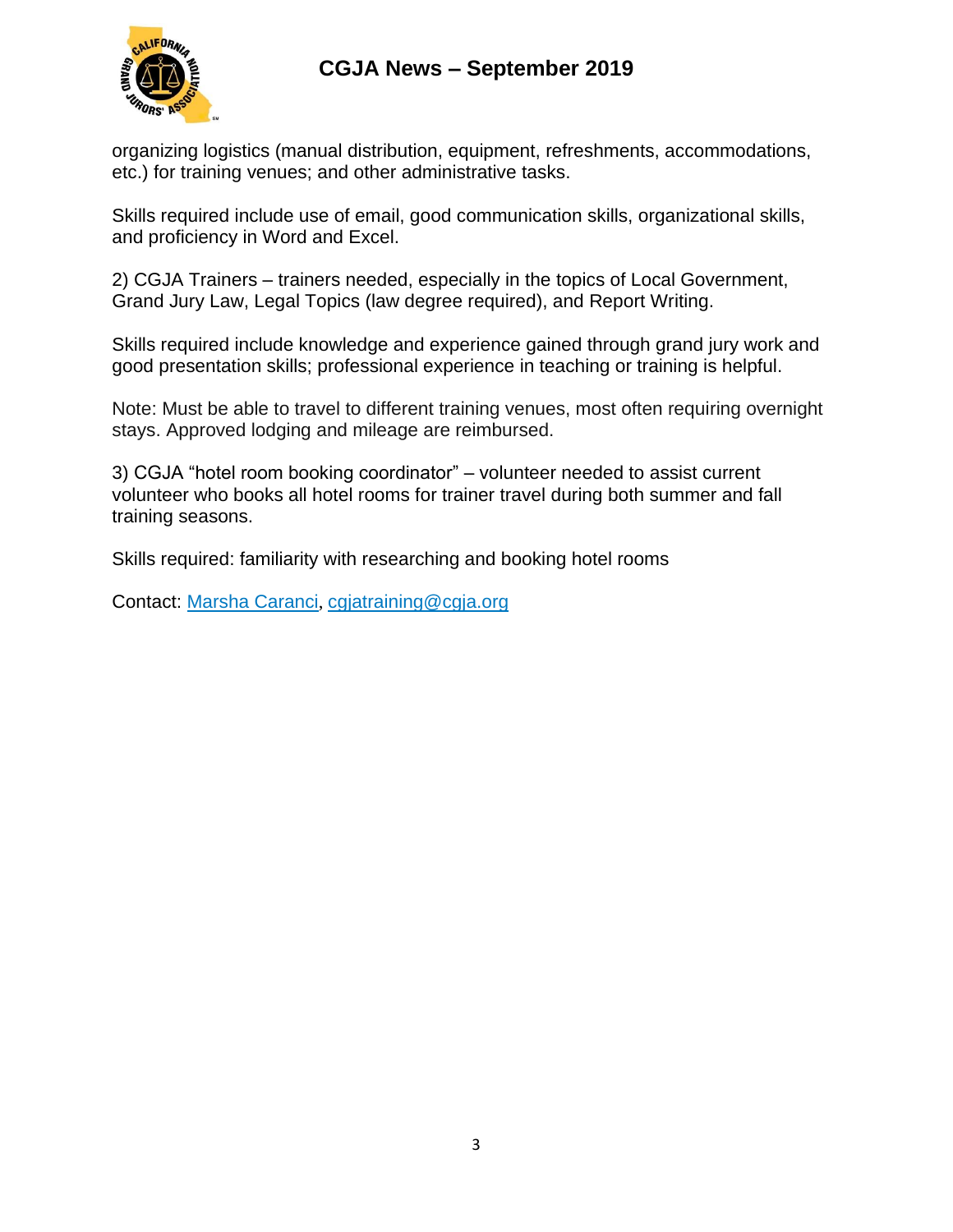organizing logistics (manual distribution, equipment, refreshments, accommodations, etc.) for training venues; and other administrative tasks.

Skills required include use of email, good communication skills, organizational skills, and proficiency in Word and Excel.

2) CGJA Trainers – trainers needed, especially in the topics of Local Government, Grand Jury Law, Legal Topics (law degree required), and Report Writing.

Skills required include knowledge and experience gained through grand jury work and good presentation skills; professional experience in teaching or training is helpful.

Note: Must be able to travel to different training venues, most often requiring overnight stays. Approved lodging and mileage are reimbursed.

3) CGJA "hotel room booking coordinator" – volunteer needed to assist current volunteer who books all hotel rooms for trainer travel during both summer and fall training seasons.

Skills required: familiarity with researching and booking hotel rooms

Contact: Marsha Caranci, cgjatraining@cgja.org